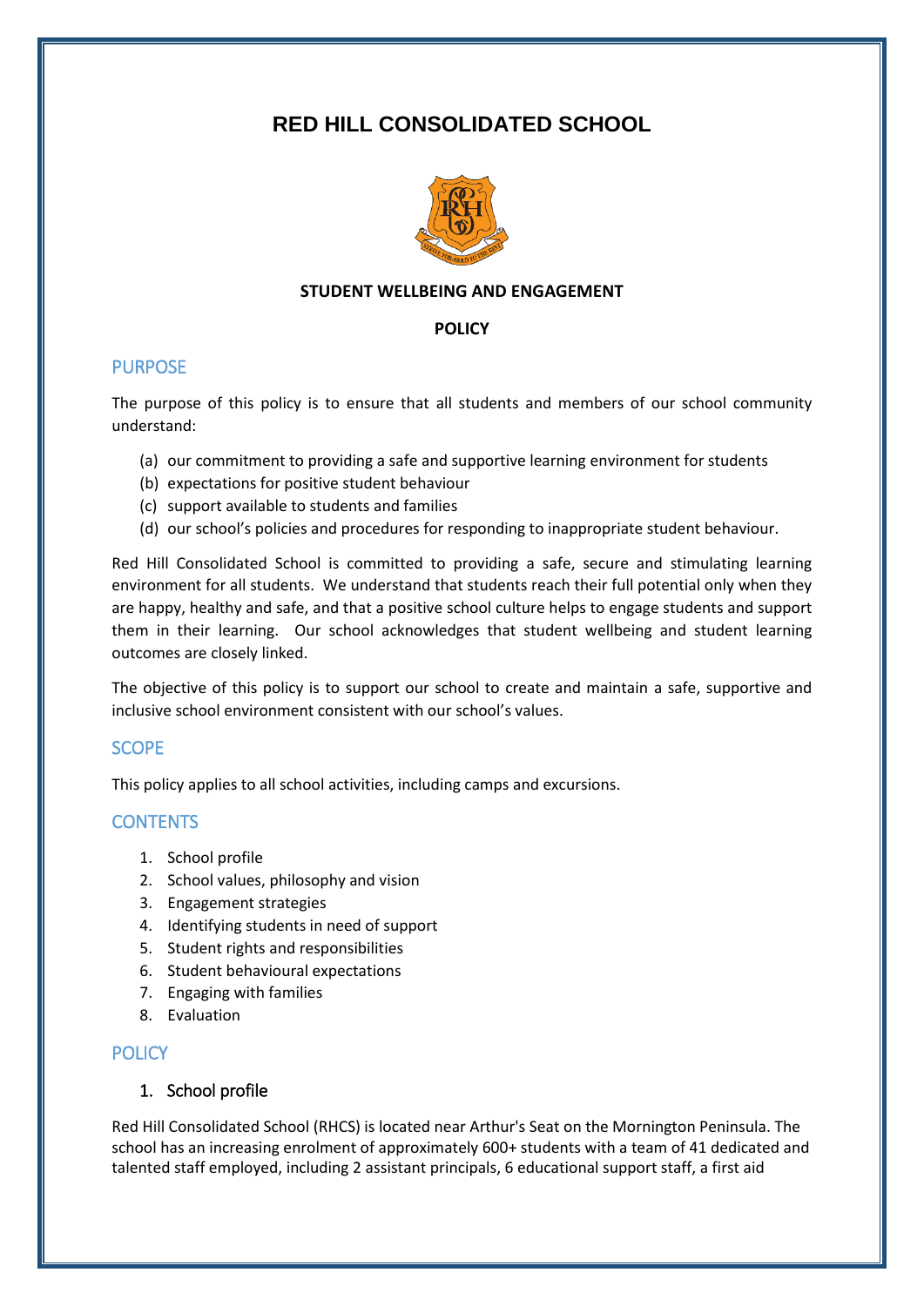# RED HILL CONSOLIDATED SCHOOL

**STUDENT WELLBEING AND ENGAGEMENT**

**POLICY**

## PURPOSE

The purpose of this policy is to ensure that all students and members of our school community understand:

(a) our commitment to providing a safe and supportive learning environment for students
(b) expectations for positive student behaviour
(c) support available to students and families
(d) our school's policies and procedures for responding to inappropriate student behaviour.

Red Hill Consolidated School is committed to providing a safe, secure and stimulating learning environment for all students. We understand that students reach their full potential only when they are happy, healthy and safe, and that a positive school culture helps to engage students and support them in their learning. Our school acknowledges that student wellbeing and student learning outcomes are closely linked.

The objective of this policy is to support our school to create and maintain a safe, supportive and inclusive school environment consistent with our school's values.

## SCOPE

This policy applies to all school activities, including camps and excursions.

## CONTENTS

1. School profile
2. School values, philosophy and vision
3. Engagement strategies
4. Identifying students in need of support
5. Student rights and responsibilities
6. Student behavioural expectations
7. Engaging with families
8. Evaluation

## POLICY

### 1. School profile

Red Hill Consolidated School (RHCS) is located near Arthur's Seat on the Mornington Peninsula. The school has an increasing enrolment of approximately 600+ students with a team of 41 dedicated and talented staff employed, including 2 assistant principals, 6 educational support staff, a first aid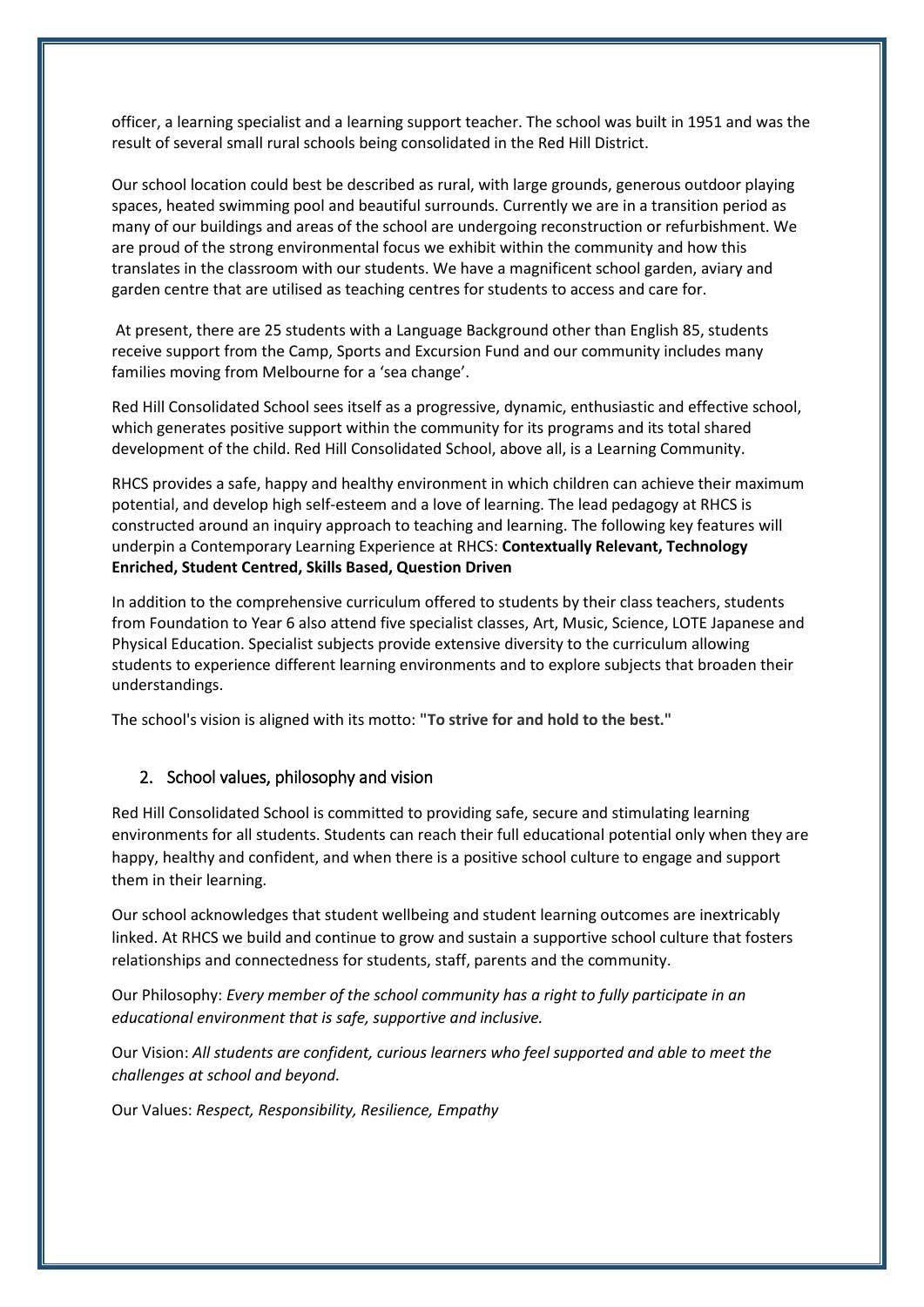officer, a learning specialist and a learning support teacher. The school was built in 1951 and was the result of several small rural schools being consolidated in the Red Hill District.

Our school location could best be described as rural, with large grounds, generous outdoor playing spaces, heated swimming pool and beautiful surrounds. Currently we are in a transition period as many of our buildings and areas of the school are undergoing reconstruction or refurbishment. We are proud of the strong environmental focus we exhibit within the community and how this translates in the classroom with our students. We have a magnificent school garden, aviary and garden centre that are utilised as teaching centres for students to access and care for.

At present, there are 25 students with a Language Background other than English 85, students receive support from the Camp, Sports and Excursion Fund and our community includes many families moving from Melbourne for a 'sea change'.

Red Hill Consolidated School sees itself as a progressive, dynamic, enthusiastic and effective school, which generates positive support within the community for its programs and its total shared development of the child. Red Hill Consolidated School, above all, is a Learning Community.

RHCS provides a safe, happy and healthy environment in which children can achieve their maximum potential, and develop high self-esteem and a love of learning. The lead pedagogy at RHCS is constructed around an inquiry approach to teaching and learning. The following key features will underpin a Contemporary Learning Experience at RHCS: **Contextually Relevant, Technology Enriched, Student Centred, Skills Based, Question Driven**

In addition to the comprehensive curriculum offered to students by their class teachers, students from Foundation to Year 6 also attend five specialist classes, Art, Music, Science, LOTE Japanese and Physical Education. Specialist subjects provide extensive diversity to the curriculum allowing students to experience different learning environments and to explore subjects that broaden their understandings.

The school's vision is aligned with its motto: **"To strive for and hold to the best."**

## 2. School values, philosophy and vision

Red Hill Consolidated School is committed to providing safe, secure and stimulating learning environments for all students. Students can reach their full educational potential only when they are happy, healthy and confident, and when there is a positive school culture to engage and support them in their learning.

Our school acknowledges that student wellbeing and student learning outcomes are inextricably linked. At RHCS we build and continue to grow and sustain a supportive school culture that fosters relationships and connectedness for students, staff, parents and the community.

Our Philosophy: *Every member of the school community has a right to fully participate in an educational environment that is safe, supportive and inclusive.*

Our Vision: *All students are confident, curious learners who feel supported and able to meet the challenges at school and beyond.*

Our Values: *Respect, Responsibility, Resilience, Empathy*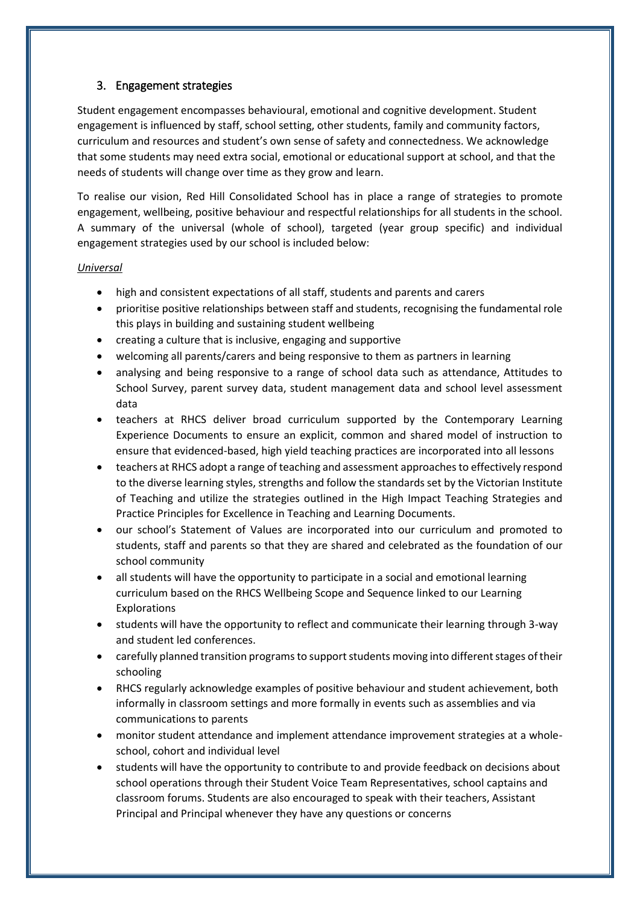## 3. Engagement strategies

Student engagement encompasses behavioural, emotional and cognitive development. Student engagement is influenced by staff, school setting, other students, family and community factors, curriculum and resources and student's own sense of safety and connectedness. We acknowledge that some students may need extra social, emotional or educational support at school, and that the needs of students will change over time as they grow and learn.

To realise our vision, Red Hill Consolidated School has in place a range of strategies to promote engagement, wellbeing, positive behaviour and respectful relationships for all students in the school. A summary of the universal (whole of school), targeted (year group specific) and individual engagement strategies used by our school is included below:

*Universal*

- high and consistent expectations of all staff, students and parents and carers
- prioritise positive relationships between staff and students, recognising the fundamental role this plays in building and sustaining student wellbeing
- creating a culture that is inclusive, engaging and supportive
- welcoming all parents/carers and being responsive to them as partners in learning
- analysing and being responsive to a range of school data such as attendance, Attitudes to School Survey, parent survey data, student management data and school level assessment data
- teachers at RHCS deliver broad curriculum supported by the Contemporary Learning Experience Documents to ensure an explicit, common and shared model of instruction to ensure that evidenced-based, high yield teaching practices are incorporated into all lessons
- teachers at RHCS adopt a range of teaching and assessment approaches to effectively respond to the diverse learning styles, strengths and follow the standards set by the Victorian Institute of Teaching and utilize the strategies outlined in the High Impact Teaching Strategies and Practice Principles for Excellence in Teaching and Learning Documents.
- our school's Statement of Values are incorporated into our curriculum and promoted to students, staff and parents so that they are shared and celebrated as the foundation of our school community
- all students will have the opportunity to participate in a social and emotional learning curriculum based on the RHCS Wellbeing Scope and Sequence linked to our Learning Explorations
- students will have the opportunity to reflect and communicate their learning through 3-way and student led conferences.
- carefully planned transition programs to support students moving into different stages of their schooling
- RHCS regularly acknowledge examples of positive behaviour and student achievement, both informally in classroom settings and more formally in events such as assemblies and via communications to parents
- monitor student attendance and implement attendance improvement strategies at a whole-school, cohort and individual level
- students will have the opportunity to contribute to and provide feedback on decisions about school operations through their Student Voice Team Representatives, school captains and classroom forums. Students are also encouraged to speak with their teachers, Assistant Principal and Principal whenever they have any questions or concerns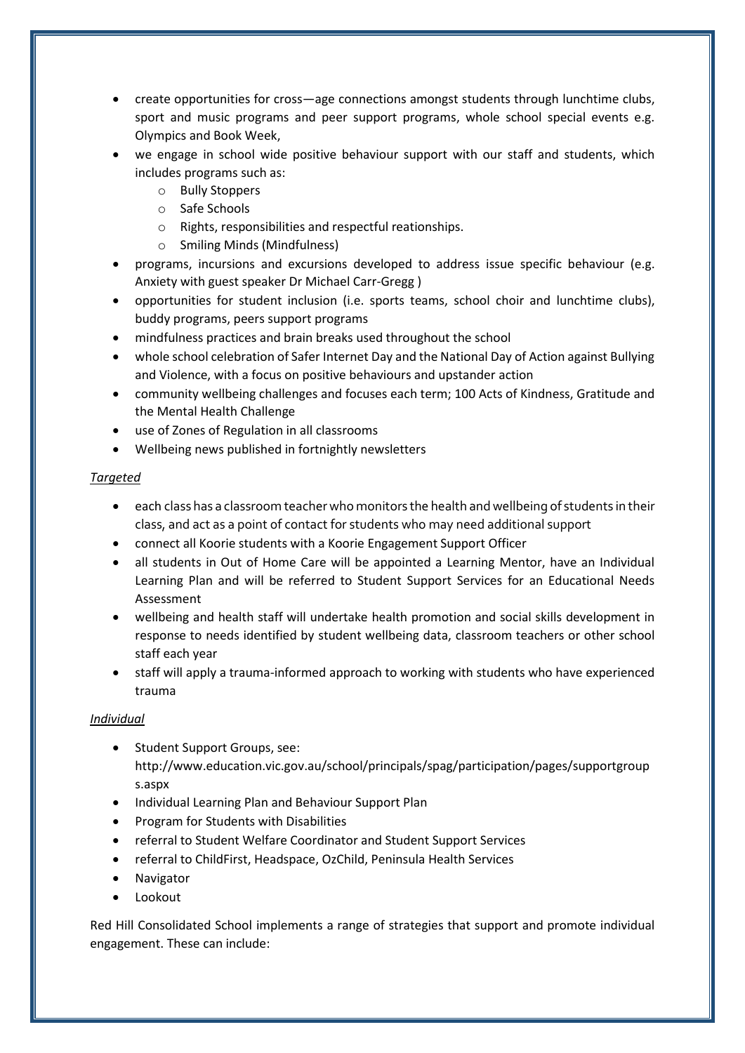- create opportunities for cross—age connections amongst students through lunchtime clubs, sport and music programs and peer support programs, whole school special events e.g. Olympics and Book Week,
- we engage in school wide positive behaviour support with our staff and students, which includes programs such as:
    - Bully Stoppers
    - Safe Schools
    - Rights, responsibilities and respectful reationships.
    - Smiling Minds (Mindfulness)
- programs, incursions and excursions developed to address issue specific behaviour (e.g. Anxiety with guest speaker Dr Michael Carr-Gregg )
- opportunities for student inclusion (i.e. sports teams, school choir and lunchtime clubs), buddy programs, peers support programs
- mindfulness practices and brain breaks used throughout the school
- whole school celebration of Safer Internet Day and the National Day of Action against Bullying and Violence, with a focus on positive behaviours and upstander action
- community wellbeing challenges and focuses each term; 100 Acts of Kindness, Gratitude and the Mental Health Challenge
- use of Zones of Regulation in all classrooms
- Wellbeing news published in fortnightly newsletters

*Targeted*

- each class has a classroom teacher who monitors the health and wellbeing of students in their class, and act as a point of contact for students who may need additional support
- connect all Koorie students with a Koorie Engagement Support Officer
- all students in Out of Home Care will be appointed a Learning Mentor, have an Individual Learning Plan and will be referred to Student Support Services for an Educational Needs Assessment
- wellbeing and health staff will undertake health promotion and social skills development in response to needs identified by student wellbeing data, classroom teachers or other school staff each year
- staff will apply a trauma-informed approach to working with students who have experienced trauma

*Individual*

- Student Support Groups, see: http://www.education.vic.gov.au/school/principals/spag/participation/pages/supportgroups.aspx
- Individual Learning Plan and Behaviour Support Plan
- Program for Students with Disabilities
- referral to Student Welfare Coordinator and Student Support Services
- referral to ChildFirst, Headspace, OzChild, Peninsula Health Services
- Navigator
- Lookout

Red Hill Consolidated School implements a range of strategies that support and promote individual engagement. These can include: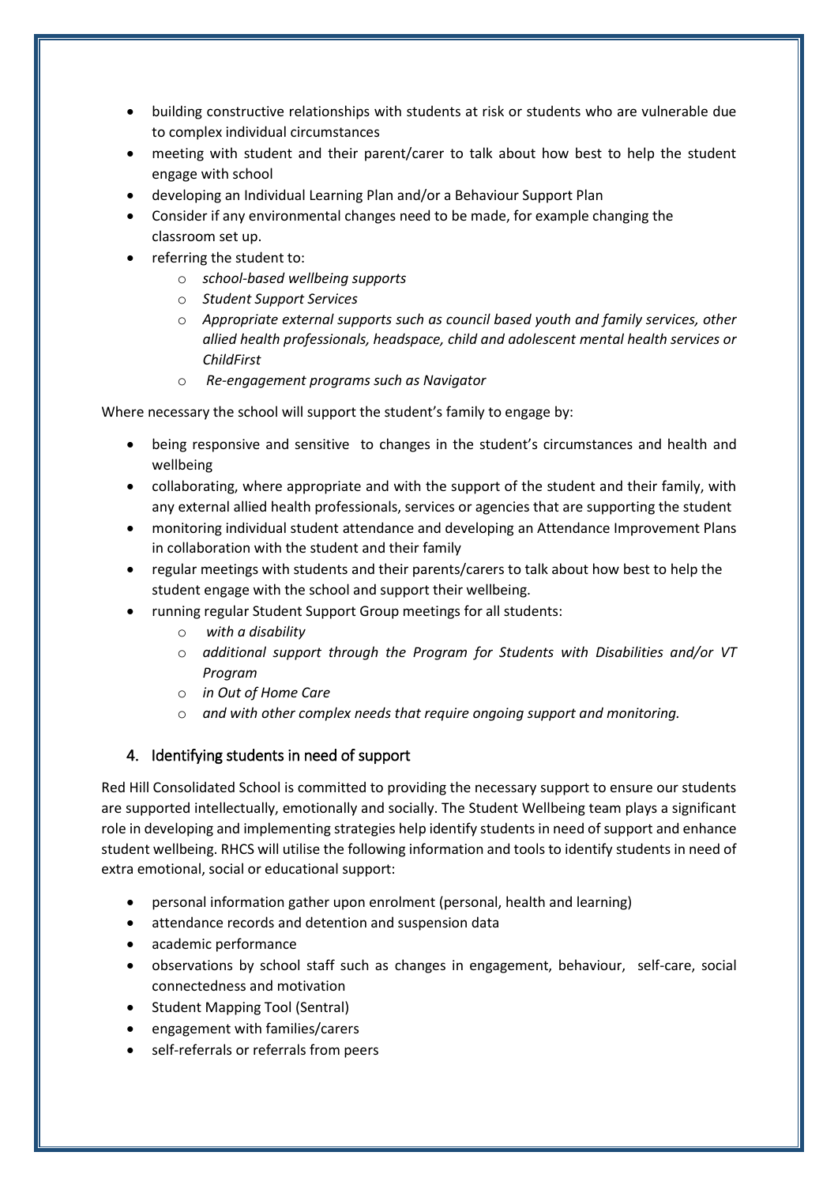- building constructive relationships with students at risk or students who are vulnerable due to complex individual circumstances
- meeting with student and their parent/carer to talk about how best to help the student engage with school
- developing an Individual Learning Plan and/or a Behaviour Support Plan
- Consider if any environmental changes need to be made, for example changing the classroom set up.
- referring the student to:
  - *school-based wellbeing supports*
  - *Student Support Services*
  - *Appropriate external supports such as council based youth and family services, other allied health professionals, headspace, child and adolescent mental health services or ChildFirst*
  - *Re-engagement programs such as Navigator*

Where necessary the school will support the student's family to engage by:

- being responsive and sensitive to changes in the student's circumstances and health and wellbeing
- collaborating, where appropriate and with the support of the student and their family, with any external allied health professionals, services or agencies that are supporting the student
- monitoring individual student attendance and developing an Attendance Improvement Plans in collaboration with the student and their family
- regular meetings with students and their parents/carers to talk about how best to help the student engage with the school and support their wellbeing.
- running regular Student Support Group meetings for all students:
  - *with a disability*
  - *additional support through the Program for Students with Disabilities and/or VT Program*
  - *in Out of Home Care*
  - *and with other complex needs that require ongoing support and monitoring.*

## 4. Identifying students in need of support

Red Hill Consolidated School is committed to providing the necessary support to ensure our students are supported intellectually, emotionally and socially. The Student Wellbeing team plays a significant role in developing and implementing strategies help identify students in need of support and enhance student wellbeing. RHCS will utilise the following information and tools to identify students in need of extra emotional, social or educational support:

- personal information gather upon enrolment (personal, health and learning)
- attendance records and detention and suspension data
- academic performance
- observations by school staff such as changes in engagement, behaviour, self-care, social connectedness and motivation
- Student Mapping Tool (Sentral)
- engagement with families/carers
- self-referrals or referrals from peers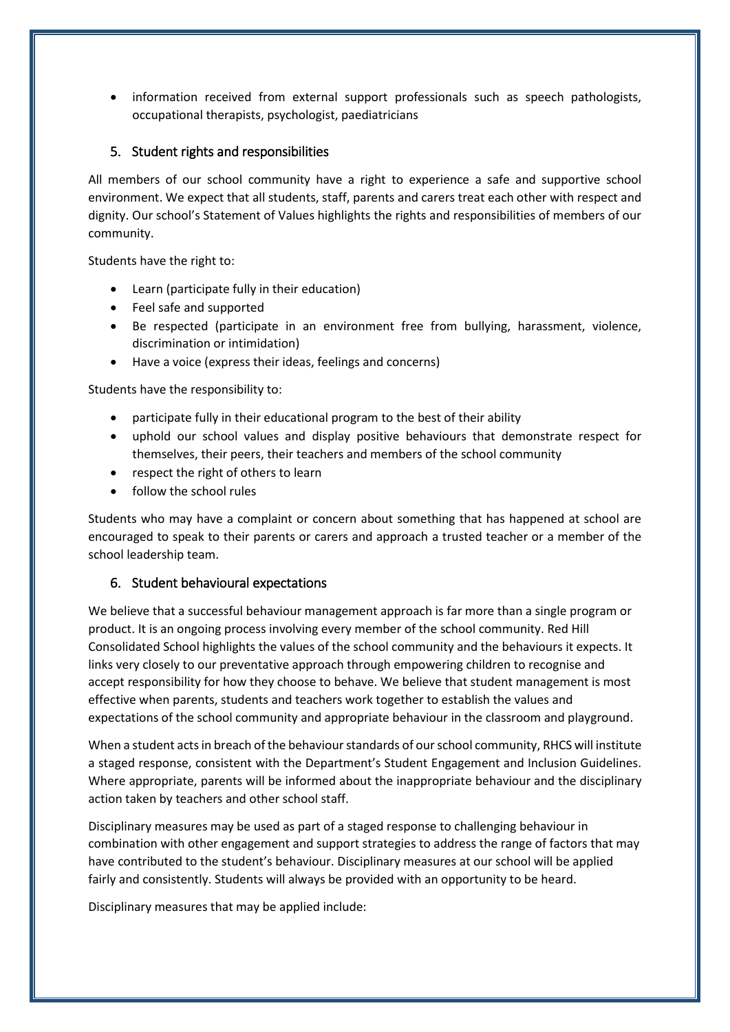- information received from external support professionals such as speech pathologists, occupational therapists, psychologist, paediatricians

## 5. Student rights and responsibilities

All members of our school community have a right to experience a safe and supportive school environment. We expect that all students, staff, parents and carers treat each other with respect and dignity. Our school's Statement of Values highlights the rights and responsibilities of members of our community.

Students have the right to:

- Learn (participate fully in their education)
- Feel safe and supported
- Be respected (participate in an environment free from bullying, harassment, violence, discrimination or intimidation)
- Have a voice (express their ideas, feelings and concerns)

Students have the responsibility to:

- participate fully in their educational program to the best of their ability
- uphold our school values and display positive behaviours that demonstrate respect for themselves, their peers, their teachers and members of the school community
- respect the right of others to learn
- follow the school rules

Students who may have a complaint or concern about something that has happened at school are encouraged to speak to their parents or carers and approach a trusted teacher or a member of the school leadership team.

## 6. Student behavioural expectations

We believe that a successful behaviour management approach is far more than a single program or product. It is an ongoing process involving every member of the school community. Red Hill Consolidated School highlights the values of the school community and the behaviours it expects. It links very closely to our preventative approach through empowering children to recognise and accept responsibility for how they choose to behave. We believe that student management is most effective when parents, students and teachers work together to establish the values and expectations of the school community and appropriate behaviour in the classroom and playground.

When a student acts in breach of the behaviour standards of our school community, RHCS will institute a staged response, consistent with the Department's Student Engagement and Inclusion Guidelines. Where appropriate, parents will be informed about the inappropriate behaviour and the disciplinary action taken by teachers and other school staff.

Disciplinary measures may be used as part of a staged response to challenging behaviour in combination with other engagement and support strategies to address the range of factors that may have contributed to the student's behaviour. Disciplinary measures at our school will be applied fairly and consistently. Students will always be provided with an opportunity to be heard.

Disciplinary measures that may be applied include: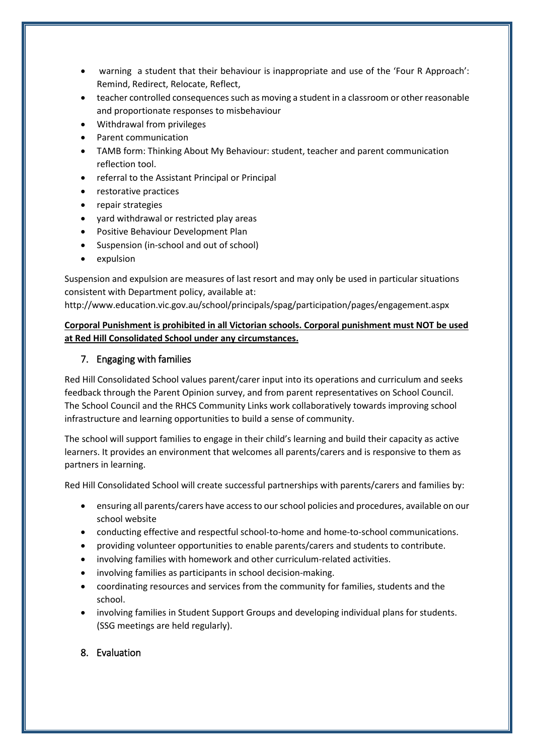- warning a student that their behaviour is inappropriate and use of the 'Four R Approach': Remind, Redirect, Relocate, Reflect,
- teacher controlled consequences such as moving a student in a classroom or other reasonable and proportionate responses to misbehaviour
- Withdrawal from privileges
- Parent communication
- TAMB form: Thinking About My Behaviour: student, teacher and parent communication reflection tool.
- referral to the Assistant Principal or Principal
- restorative practices
- repair strategies
- yard withdrawal or restricted play areas
- Positive Behaviour Development Plan
- Suspension (in-school and out of school)
- expulsion

Suspension and expulsion are measures of last resort and may only be used in particular situations consistent with Department policy, available at: http://www.education.vic.gov.au/school/principals/spag/participation/pages/engagement.aspx

**Corporal Punishment is prohibited in all Victorian schools. Corporal punishment must NOT be used at Red Hill Consolidated School under any circumstances.**

## 7. Engaging with families

Red Hill Consolidated School values parent/carer input into its operations and curriculum and seeks feedback through the Parent Opinion survey, and from parent representatives on School Council. The School Council and the RHCS Community Links work collaboratively towards improving school infrastructure and learning opportunities to build a sense of community.

The school will support families to engage in their child's learning and build their capacity as active learners. It provides an environment that welcomes all parents/carers and is responsive to them as partners in learning.

Red Hill Consolidated School will create successful partnerships with parents/carers and families by:

- ensuring all parents/carers have access to our school policies and procedures, available on our school website
- conducting effective and respectful school-to-home and home-to-school communications.
- providing volunteer opportunities to enable parents/carers and students to contribute.
- involving families with homework and other curriculum-related activities.
- involving families as participants in school decision-making.
- coordinating resources and services from the community for families, students and the school.
- involving families in Student Support Groups and developing individual plans for students. (SSG meetings are held regularly).

## 8. Evaluation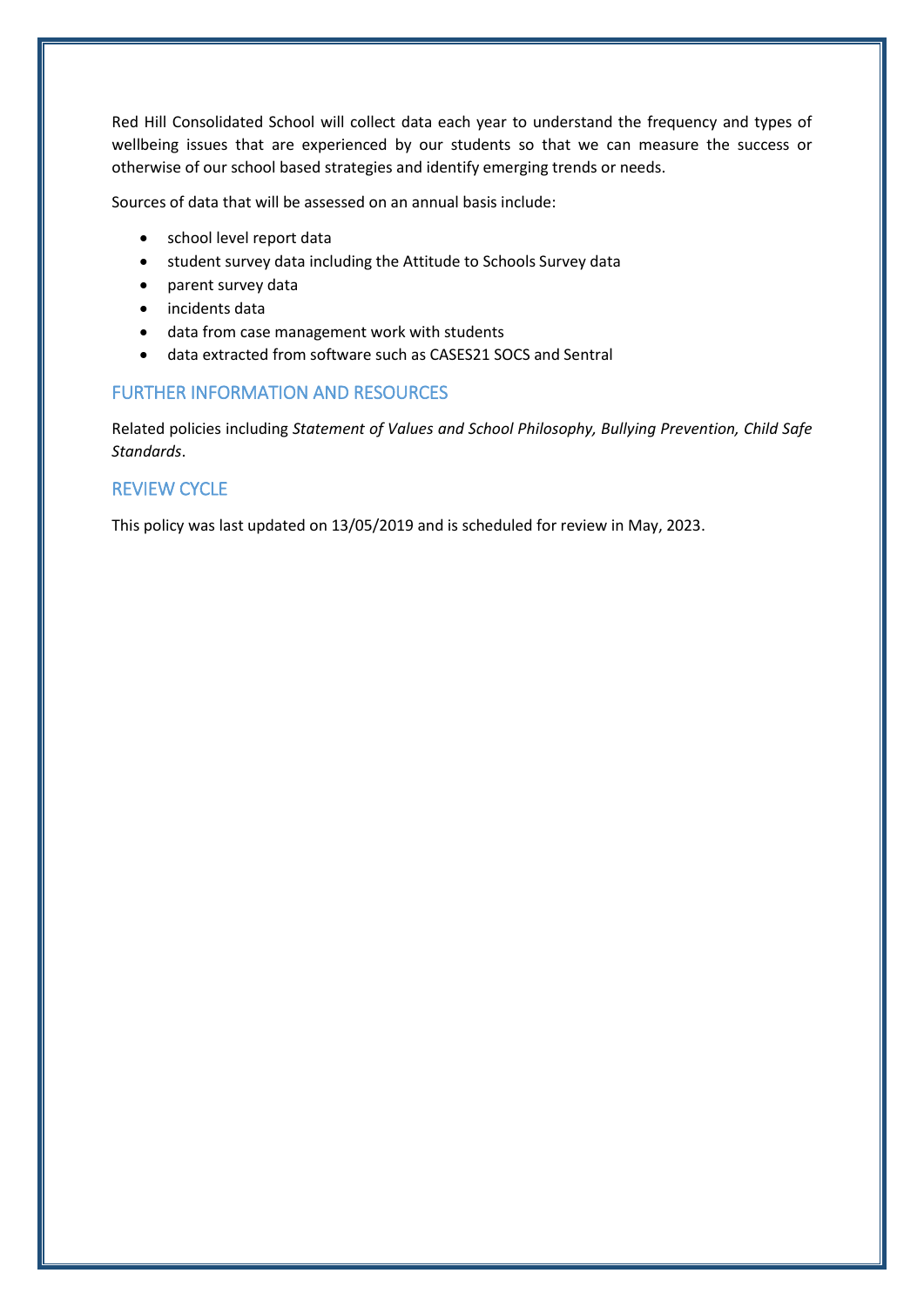Red Hill Consolidated School will collect data each year to understand the frequency and types of wellbeing issues that are experienced by our students so that we can measure the success or otherwise of our school based strategies and identify emerging trends or needs.

Sources of data that will be assessed on an annual basis include:

- school level report data
- student survey data including the Attitude to Schools Survey data
- parent survey data
- incidents data
- data from case management work with students
- data extracted from software such as CASES21 SOCS and Sentral

## FURTHER INFORMATION AND RESOURCES

Related policies including *Statement of Values and School Philosophy, Bullying Prevention, Child Safe Standards*.

## REVIEW CYCLE

This policy was last updated on 13/05/2019 and is scheduled for review in May, 2023.